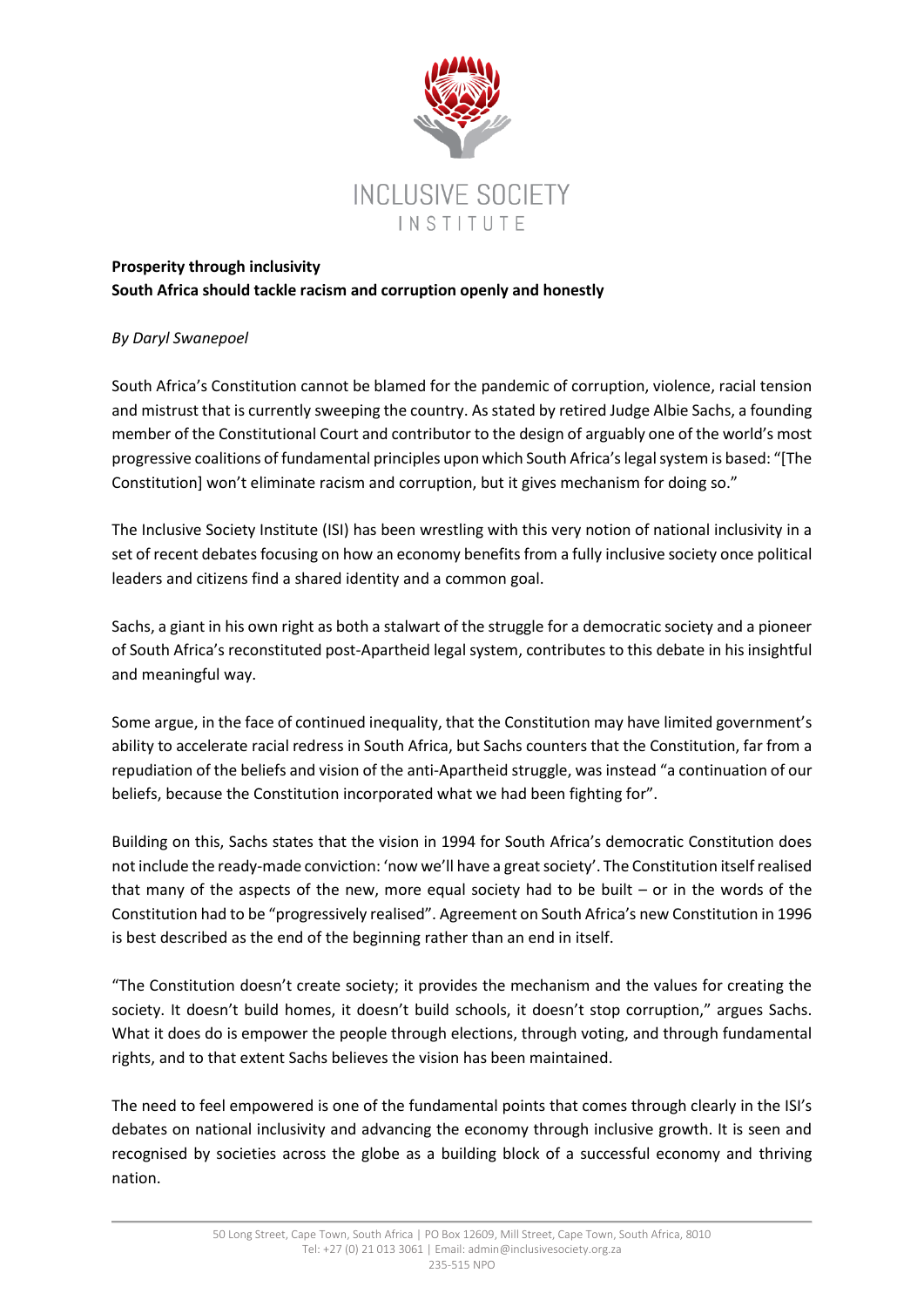**Prosperity through inclusivity**
**South Africa should tackle racism and corruption openly and honestly**

*By Daryl Swanepoel*

South Africa's Constitution cannot be blamed for the pandemic of corruption, violence, racial tension and mistrust that is currently sweeping the country. As stated by retired Judge Albie Sachs, a founding member of the Constitutional Court and contributor to the design of arguably one of the world's most progressive coalitions of fundamental principles upon which South Africa's legal system is based: "[The Constitution] won't eliminate racism and corruption, but it gives mechanism for doing so."

The Inclusive Society Institute (ISI) has been wrestling with this very notion of national inclusivity in a set of recent debates focusing on how an economy benefits from a fully inclusive society once political leaders and citizens find a shared identity and a common goal.

Sachs, a giant in his own right as both a stalwart of the struggle for a democratic society and a pioneer of South Africa's reconstituted post-Apartheid legal system, contributes to this debate in his insightful and meaningful way.

Some argue, in the face of continued inequality, that the Constitution may have limited government's ability to accelerate racial redress in South Africa, but Sachs counters that the Constitution, far from a repudiation of the beliefs and vision of the anti-Apartheid struggle, was instead "a continuation of our beliefs, because the Constitution incorporated what we had been fighting for".

Building on this, Sachs states that the vision in 1994 for South Africa's democratic Constitution does not include the ready-made conviction: 'now we'll have a great society'. The Constitution itself realised that many of the aspects of the new, more equal society had to be built – or in the words of the Constitution had to be "progressively realised". Agreement on South Africa's new Constitution in 1996 is best described as the end of the beginning rather than an end in itself.

"The Constitution doesn't create society; it provides the mechanism and the values for creating the society. It doesn't build homes, it doesn't build schools, it doesn't stop corruption," argues Sachs. What it does do is empower the people through elections, through voting, and through fundamental rights, and to that extent Sachs believes the vision has been maintained.

The need to feel empowered is one of the fundamental points that comes through clearly in the ISI's debates on national inclusivity and advancing the economy through inclusive growth. It is seen and recognised by societies across the globe as a building block of a successful economy and thriving nation.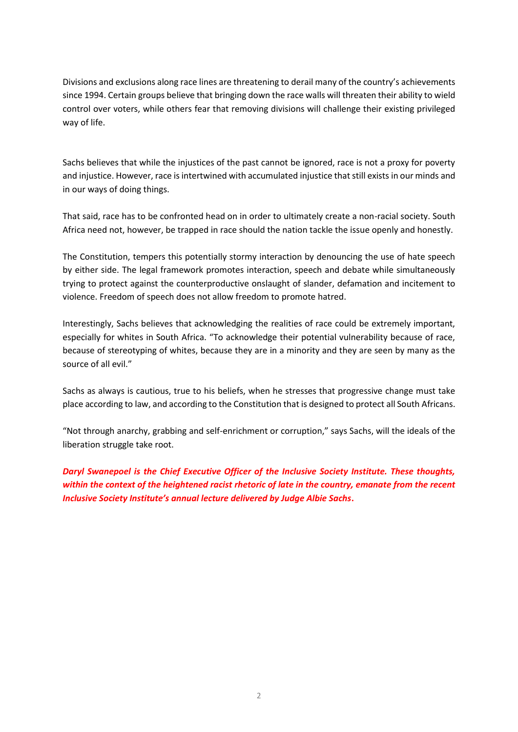Divisions and exclusions along race lines are threatening to derail many of the country's achievements since 1994. Certain groups believe that bringing down the race walls will threaten their ability to wield control over voters, while others fear that removing divisions will challenge their existing privileged way of life.

Sachs believes that while the injustices of the past cannot be ignored, race is not a proxy for poverty and injustice. However, race is intertwined with accumulated injustice that still exists in our minds and in our ways of doing things.

That said, race has to be confronted head on in order to ultimately create a non-racial society. South Africa need not, however, be trapped in race should the nation tackle the issue openly and honestly.

The Constitution, tempers this potentially stormy interaction by denouncing the use of hate speech by either side. The legal framework promotes interaction, speech and debate while simultaneously trying to protect against the counterproductive onslaught of slander, defamation and incitement to violence. Freedom of speech does not allow freedom to promote hatred.

Interestingly, Sachs believes that acknowledging the realities of race could be extremely important, especially for whites in South Africa. "To acknowledge their potential vulnerability because of race, because of stereotyping of whites, because they are in a minority and they are seen by many as the source of all evil."

Sachs as always is cautious, true to his beliefs, when he stresses that progressive change must take place according to law, and according to the Constitution that is designed to protect all South Africans.

"Not through anarchy, grabbing and self-enrichment or corruption," says Sachs, will the ideals of the liberation struggle take root.

***Daryl Swanepoel is the Chief Executive Officer of the Inclusive Society Institute. These thoughts, within the context of the heightened racist rhetoric of late in the country, emanate from the recent Inclusive Society Institute's annual lecture delivered by Judge Albie Sachs.***